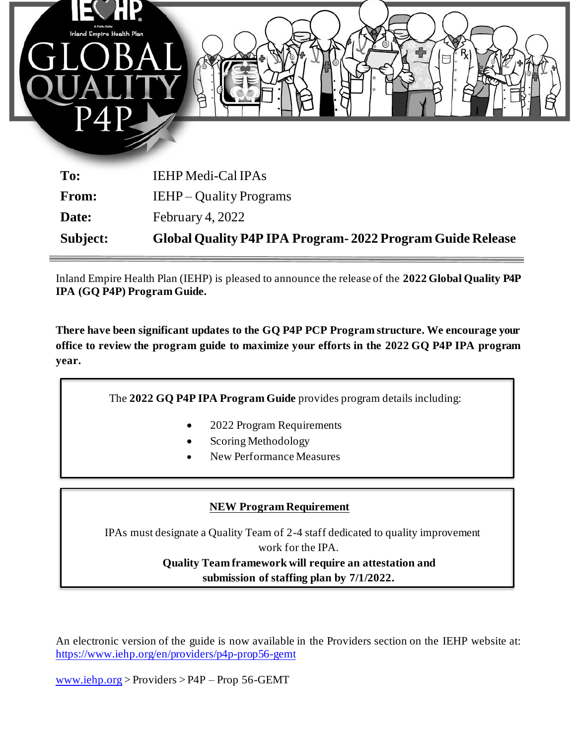**To:** IEHP Medi-Cal IPAs

**From:** IEHP – Quality Programs

**Date:** February 4, 2022

**Subject:** **Global Quality P4P IPA Program- 2022 Program Guide Release**

---

Inland Empire Health Plan (IEHP) is pleased to announce the release of the **2022 Global Quality P4P IPA (GQ P4P) Program Guide.**

**There have been significant updates to the GQ P4P PCP Program structure. We encourage your office to review the program guide to maximize your efforts in the 2022 GQ P4P IPA program year.**

The **2022 GQ P4P IPA Program Guide** provides program details including:

- 2022 Program Requirements
- Scoring Methodology
- New Performance Measures

**NEW Program Requirement**

IPAs must designate a Quality Team of 2-4 staff dedicated to quality improvement work for the IPA.

**Quality Team framework will require an attestation and submission of staffing plan by 7/1/2022.**

An electronic version of the guide is now available in the Providers section on the IEHP website at: https://www.iehp.org/en/providers/p4p-prop56-gemt

www.iehp.org > Providers > P4P – Prop 56-GEMT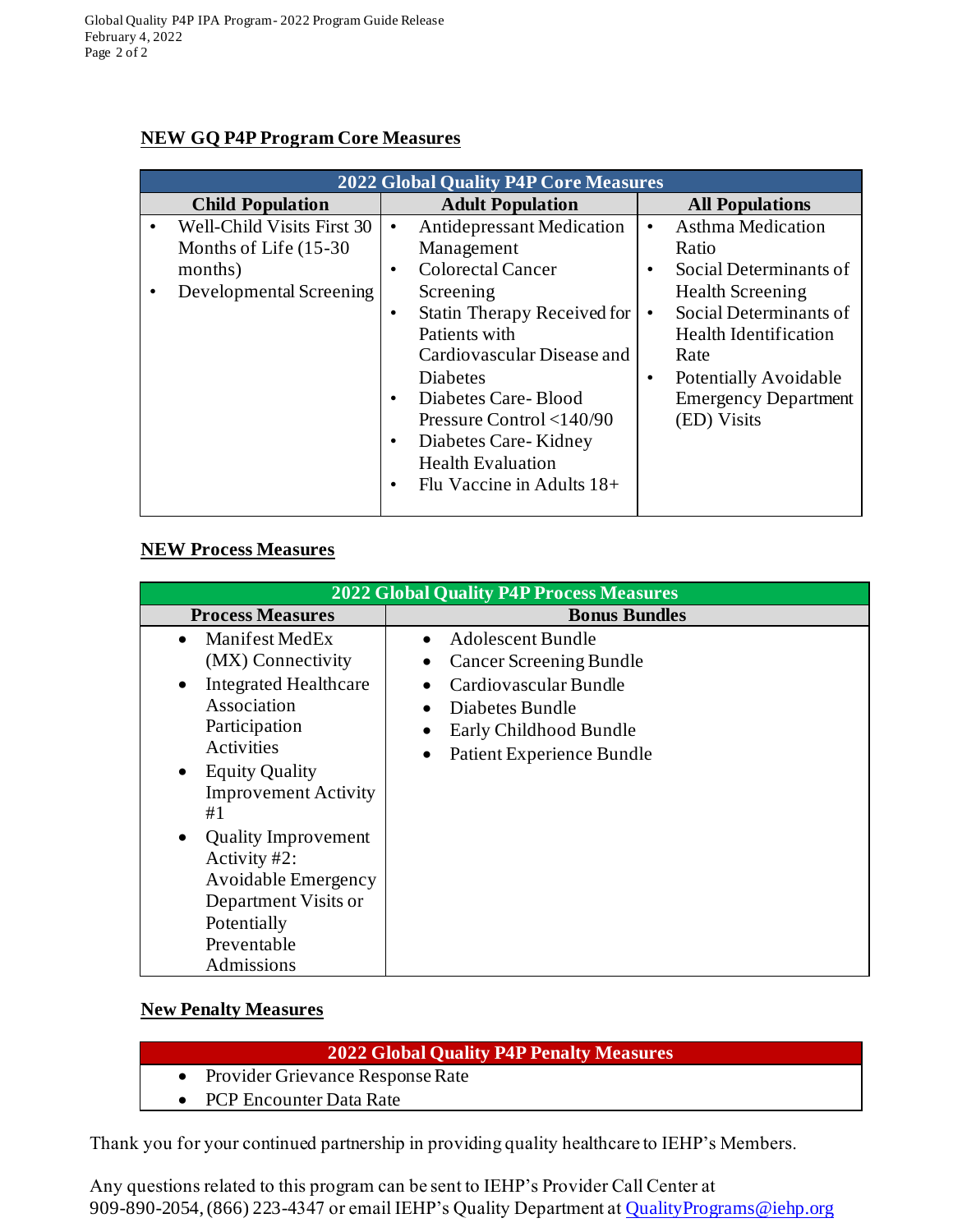## NEW GQ P4P Program Core Measures

| 2022 Global Quality P4P Core Measures | | |
|---|---|---|
| **Child Population** | **Adult Population** | **All Populations** |
| • Well-Child Visits First 30 Months of Life (15-30 months)<br>• Developmental Screening | • Antidepressant Medication Management<br>• Colorectal Cancer Screening<br>• Statin Therapy Received for Patients with Cardiovascular Disease and Diabetes<br>• Diabetes Care- Blood Pressure Control <140/90<br>• Diabetes Care- Kidney Health Evaluation<br>• Flu Vaccine in Adults 18+ | • Asthma Medication Ratio<br>• Social Determinants of Health Screening<br>• Social Determinants of Health Identification Rate<br>• Potentially Avoidable Emergency Department (ED) Visits |

## NEW Process Measures

| 2022 Global Quality P4P Process Measures | |
|---|---|
| **Process Measures** | **Bonus Bundles** |
| • Manifest MedEx (MX) Connectivity<br>• Integrated Healthcare Association Participation Activities<br>• Equity Quality Improvement Activity #1<br>• Quality Improvement Activity #2: Avoidable Emergency Department Visits or Potentially Preventable Admissions | • Adolescent Bundle<br>• Cancer Screening Bundle<br>• Cardiovascular Bundle<br>• Diabetes Bundle<br>• Early Childhood Bundle<br>• Patient Experience Bundle |

## New Penalty Measures

| 2022 Global Quality P4P Penalty Measures |
|---|
| • Provider Grievance Response Rate<br>• PCP Encounter Data Rate |

Thank you for your continued partnership in providing quality healthcare to IEHP's Members.

Any questions related to this program can be sent to IEHP's Provider Call Center at 909-890-2054, (866) 223-4347 or email IEHP's Quality Department at QualityPrograms@iehp.org